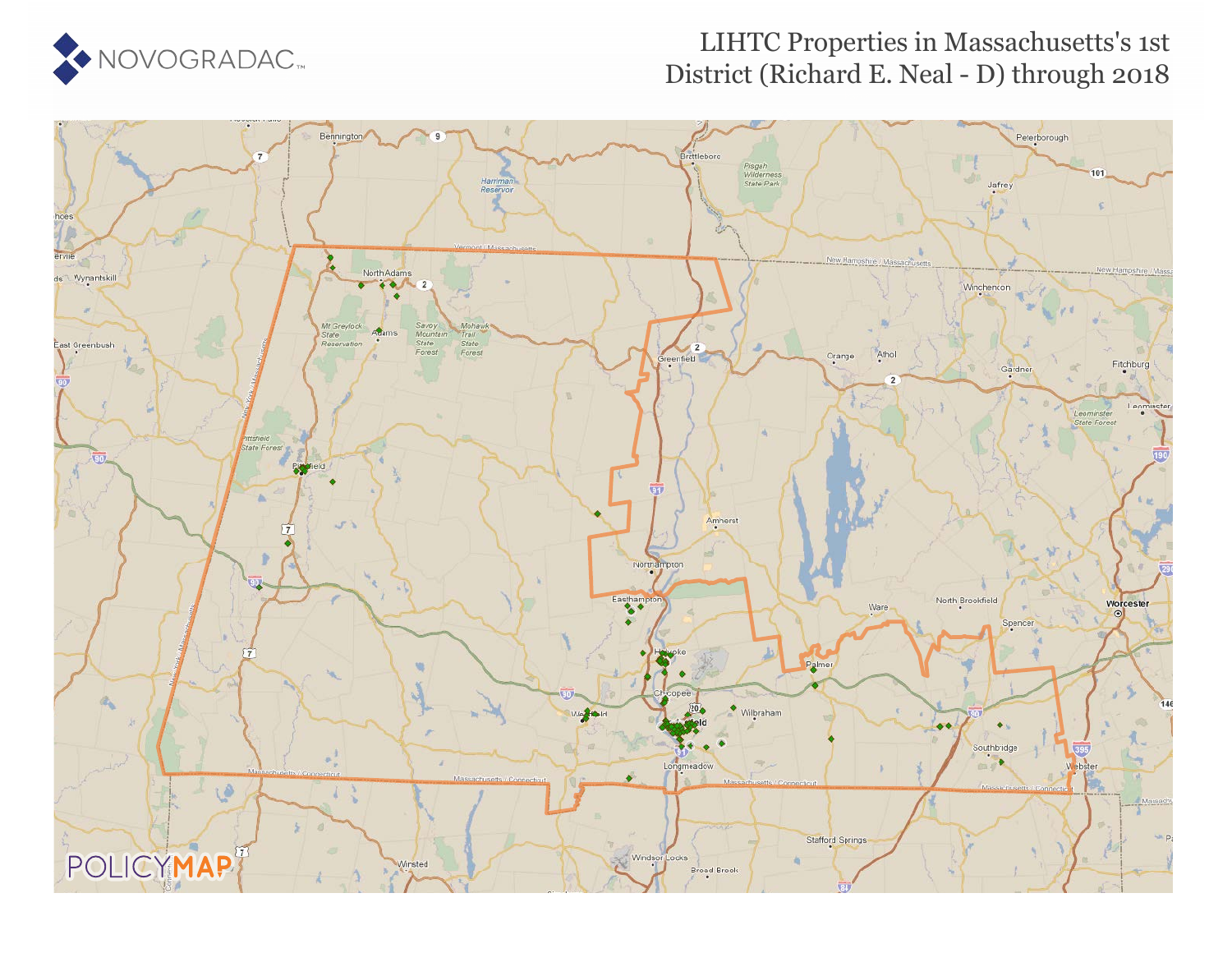NOVOGRADAC

# LIHTC Properties in Massachusetts's 1st District (Richard E. Neal - D) through 2018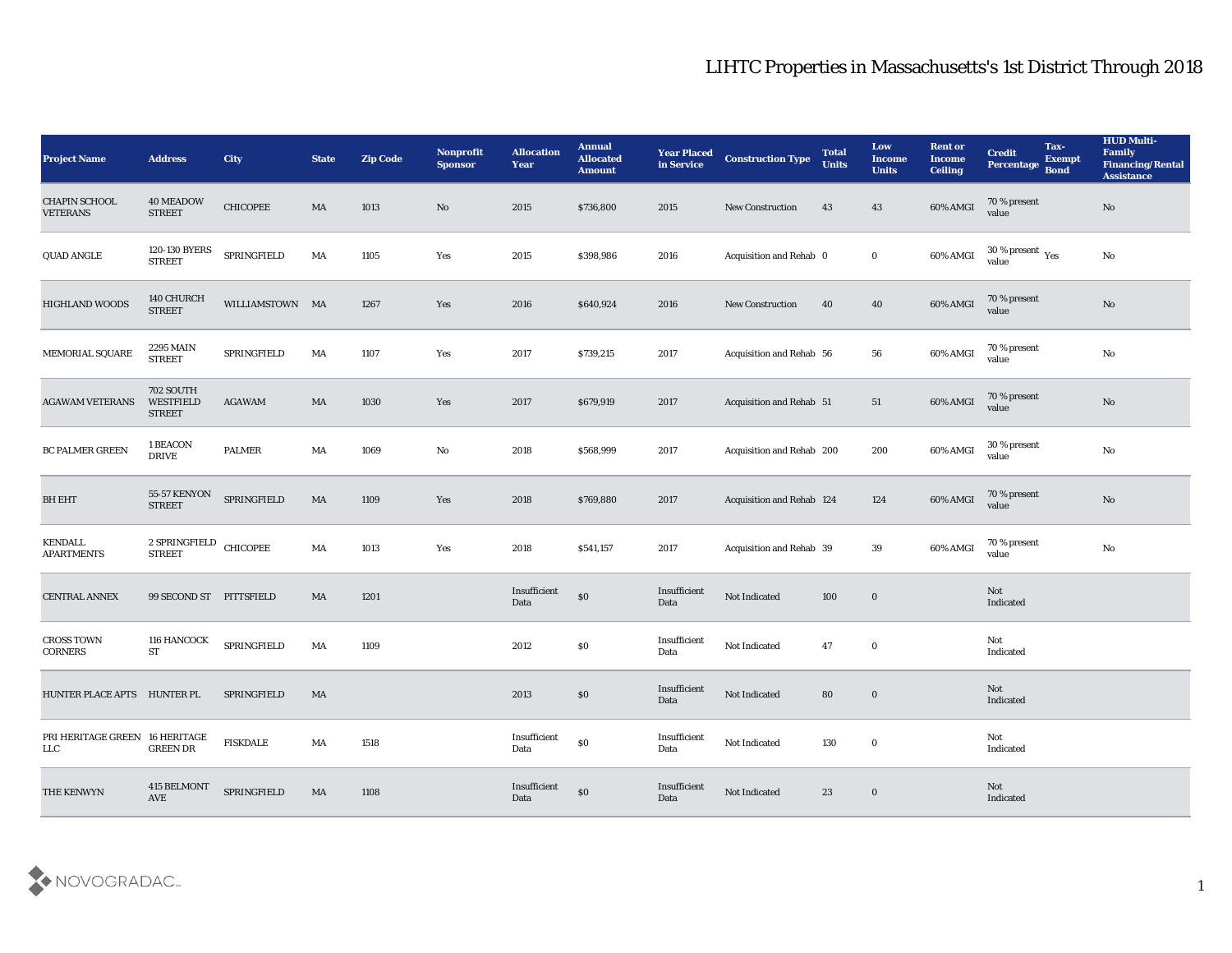# LIHTC Properties in Massachusetts's 1st District Through 2018

| Project Name | Address | City | State | Zip Code | Nonprofit Sponsor | Allocation Year | Annual Allocated Amount | Year Placed in Service | Construction Type | Total Units | Low Income Units | Rent or Income Ceiling | Credit Percentage | Tax-Exempt Bond | HUD Multi-Family Financing/Rental Assistance |
|---|---|---|---|---|---|---|---|---|---|---|---|---|---|---|---|
| CHAPIN SCHOOL VETERANS | 40 MEADOW STREET | CHICOPEE | MA | 1013 | No | 2015 | $736,800 | 2015 | New Construction | 43 | 43 | 60% AMGI | 70 % present value | | No |
| QUAD ANGLE | 120-130 BYERS STREET | SPRINGFIELD | MA | 1105 | Yes | 2015 | $398,986 | 2016 | Acquisition and Rehab | 0 | 0 | 60% AMGI | 30 % present value | Yes | No |
| HIGHLAND WOODS | 140 CHURCH STREET | WILLIAMSTOWN | MA | 1267 | Yes | 2016 | $640,924 | 2016 | New Construction | 40 | 40 | 60% AMGI | 70 % present value | | No |
| MEMORIAL SQUARE | 2295 MAIN STREET | SPRINGFIELD | MA | 1107 | Yes | 2017 | $739,215 | 2017 | Acquisition and Rehab | 56 | 56 | 60% AMGI | 70 % present value | | No |
| AGAWAM VETERANS | 702 SOUTH WESTFIELD STREET | AGAWAM | MA | 1030 | Yes | 2017 | $679,919 | 2017 | Acquisition and Rehab | 51 | 51 | 60% AMGI | 70 % present value | | No |
| BC PALMER GREEN | 1 BEACON DRIVE | PALMER | MA | 1069 | No | 2018 | $568,999 | 2017 | Acquisition and Rehab | 200 | 200 | 60% AMGI | 30 % present value | | No |
| BH EHT | 55-57 KENYON STREET | SPRINGFIELD | MA | 1109 | Yes | 2018 | $769,880 | 2017 | Acquisition and Rehab | 124 | 124 | 60% AMGI | 70 % present value | | No |
| KENDALL APARTMENTS | 2 SPRINGFIELD STREET | CHICOPEE | MA | 1013 | Yes | 2018 | $541,157 | 2017 | Acquisition and Rehab | 39 | 39 | 60% AMGI | 70 % present value | | No |
| CENTRAL ANNEX | 99 SECOND ST | PITTSFIELD | MA | 1201 | | Insufficient Data | $0 | Insufficient Data | Not Indicated | 100 | 0 | | Not Indicated | | |
| CROSS TOWN CORNERS | 116 HANCOCK ST | SPRINGFIELD | MA | 1109 | | 2012 | $0 | Insufficient Data | Not Indicated | 47 | 0 | | Not Indicated | | |
| HUNTER PLACE APTS | HUNTER PL | SPRINGFIELD | MA | | | 2013 | $0 | Insufficient Data | Not Indicated | 80 | 0 | | Not Indicated | | |
| PRI HERITAGE GREEN LLC | 16 HERITAGE GREEN DR | FISKDALE | MA | 1518 | | Insufficient Data | $0 | Insufficient Data | Not Indicated | 130 | 0 | | Not Indicated | | |
| THE KENWYN | 415 BELMONT AVE | SPRINGFIELD | MA | 1108 | | Insufficient Data | $0 | Insufficient Data | Not Indicated | 23 | 0 | | Not Indicated | | |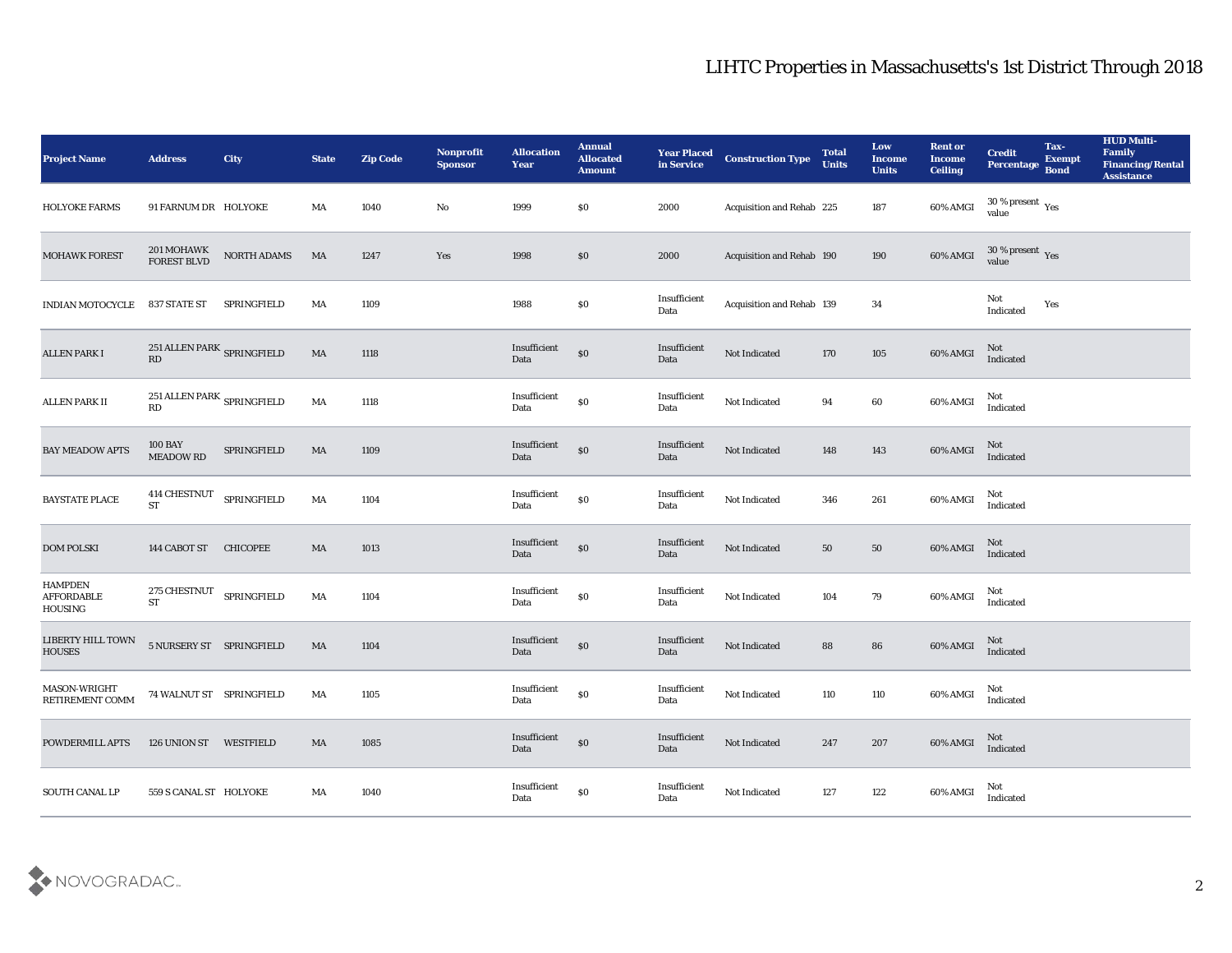# LIHTC Properties in Massachusetts's 1st District Through 2018

| Project Name | Address | City | State | Zip Code | Nonprofit Sponsor | Allocation Year | Annual Allocated Amount | Year Placed in Service | Construction Type | Total Units | Low Income Units | Rent or Income Ceiling | Credit Percentage | Tax-Exempt Bond | HUD Multi-Family Financing/Rental Assistance |
|---|---|---|---|---|---|---|---|---|---|---|---|---|---|---|---|
| HOLYOKE FARMS | 91 FARNUM DR | HOLYOKE | MA | 1040 | No | 1999 | $0 | 2000 | Acquisition and Rehab | 225 | 187 | 60% AMGI | 30 % present value | Yes | |
| MOHAWK FOREST | 201 MOHAWK FOREST BLVD | NORTH ADAMS | MA | 1247 | Yes | 1998 | $0 | 2000 | Acquisition and Rehab | 190 | 190 | 60% AMGI | 30 % present value | Yes | |
| INDIAN MOTOCYCLE | 837 STATE ST | SPRINGFIELD | MA | 1109 | | 1988 | $0 | Insufficient Data | Acquisition and Rehab | 139 | 34 | | Not Indicated | Yes | |
| ALLEN PARK I | 251 ALLEN PARK RD | SPRINGFIELD | MA | 1118 | | Insufficient Data | $0 | Insufficient Data | Not Indicated | 170 | 105 | 60% AMGI | Not Indicated | | |
| ALLEN PARK II | 251 ALLEN PARK RD | SPRINGFIELD | MA | 1118 | | Insufficient Data | $0 | Insufficient Data | Not Indicated | 94 | 60 | 60% AMGI | Not Indicated | | |
| BAY MEADOW APTS | 100 BAY MEADOW RD | SPRINGFIELD | MA | 1109 | | Insufficient Data | $0 | Insufficient Data | Not Indicated | 148 | 143 | 60% AMGI | Not Indicated | | |
| BAYSTATE PLACE | 414 CHESTNUT ST | SPRINGFIELD | MA | 1104 | | Insufficient Data | $0 | Insufficient Data | Not Indicated | 346 | 261 | 60% AMGI | Not Indicated | | |
| DOM POLSKI | 144 CABOT ST | CHICOPEE | MA | 1013 | | Insufficient Data | $0 | Insufficient Data | Not Indicated | 50 | 50 | 60% AMGI | Not Indicated | | |
| HAMPDEN AFFORDABLE HOUSING | 275 CHESTNUT ST | SPRINGFIELD | MA | 1104 | | Insufficient Data | $0 | Insufficient Data | Not Indicated | 104 | 79 | 60% AMGI | Not Indicated | | |
| LIBERTY HILL TOWN HOUSES | 5 NURSERY ST | SPRINGFIELD | MA | 1104 | | Insufficient Data | $0 | Insufficient Data | Not Indicated | 88 | 86 | 60% AMGI | Not Indicated | | |
| MASON-WRIGHT RETIREMENT COMM | 74 WALNUT ST | SPRINGFIELD | MA | 1105 | | Insufficient Data | $0 | Insufficient Data | Not Indicated | 110 | 110 | 60% AMGI | Not Indicated | | |
| POWDERMILL APTS | 126 UNION ST | WESTFIELD | MA | 1085 | | Insufficient Data | $0 | Insufficient Data | Not Indicated | 247 | 207 | 60% AMGI | Not Indicated | | |
| SOUTH CANAL LP | 559 S CANAL ST | HOLYOKE | MA | 1040 | | Insufficient Data | $0 | Insufficient Data | Not Indicated | 127 | 122 | 60% AMGI | Not Indicated | | |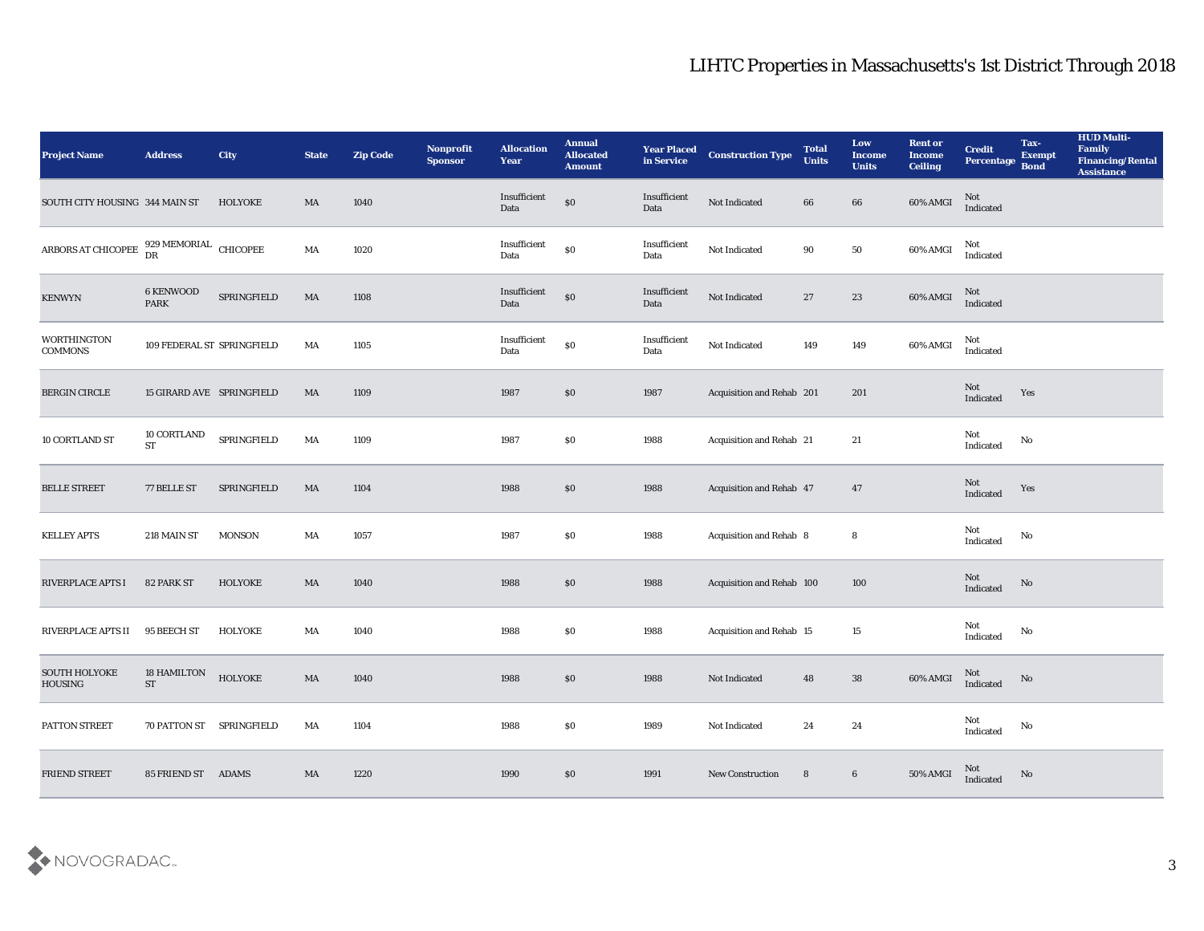# LIHTC Properties in Massachusetts's 1st District Through 2018

| Project Name | Address | City | State | Zip Code | Nonprofit Sponsor | Allocation Year | Annual Allocated Amount | Year Placed in Service | Construction Type | Total Units | Low Income Units | Rent or Income Ceiling | Credit Percentage | Tax-Exempt Bond | HUD Multi-Family Financing/Rental Assistance |
|---|---|---|---|---|---|---|---|---|---|---|---|---|---|---|---|
| SOUTH CITY HOUSING | 344 MAIN ST | HOLYOKE | MA | 1040 | | Insufficient Data | $0 | Insufficient Data | Not Indicated | 66 | 66 | 60% AMGI | Not Indicated | | |
| ARBORS AT CHICOPEE | 929 MEMORIAL DR | CHICOPEE | MA | 1020 | | Insufficient Data | $0 | Insufficient Data | Not Indicated | 90 | 50 | 60% AMGI | Not Indicated | | |
| KENWYN | 6 KENWOOD PARK | SPRINGFIELD | MA | 1108 | | Insufficient Data | $0 | Insufficient Data | Not Indicated | 27 | 23 | 60% AMGI | Not Indicated | | |
| WORTHINGTON COMMONS | 109 FEDERAL ST | SPRINGFIELD | MA | 1105 | | Insufficient Data | $0 | Insufficient Data | Not Indicated | 149 | 149 | 60% AMGI | Not Indicated | | |
| BERGIN CIRCLE | 15 GIRARD AVE | SPRINGFIELD | MA | 1109 | | 1987 | $0 | 1987 | Acquisition and Rehab | 201 | 201 | | Not Indicated | Yes | |
| 10 CORTLAND ST | 10 CORTLAND ST | SPRINGFIELD | MA | 1109 | | 1987 | $0 | 1988 | Acquisition and Rehab | 21 | 21 | | Not Indicated | No | |
| BELLE STREET | 77 BELLE ST | SPRINGFIELD | MA | 1104 | | 1988 | $0 | 1988 | Acquisition and Rehab | 47 | 47 | | Not Indicated | Yes | |
| KELLEY APTS | 218 MAIN ST | MONSON | MA | 1057 | | 1987 | $0 | 1988 | Acquisition and Rehab | 8 | 8 | | Not Indicated | No | |
| RIVERPLACE APTS I | 82 PARK ST | HOLYOKE | MA | 1040 | | 1988 | $0 | 1988 | Acquisition and Rehab | 100 | 100 | | Not Indicated | No | |
| RIVERPLACE APTS II | 95 BEECH ST | HOLYOKE | MA | 1040 | | 1988 | $0 | 1988 | Acquisition and Rehab | 15 | 15 | | Not Indicated | No | |
| SOUTH HOLYOKE HOUSING | 18 HAMILTON ST | HOLYOKE | MA | 1040 | | 1988 | $0 | 1988 | Not Indicated | 48 | 38 | 60% AMGI | Not Indicated | No | |
| PATTON STREET | 70 PATTON ST | SPRINGFIELD | MA | 1104 | | 1988 | $0 | 1989 | Not Indicated | 24 | 24 | | Not Indicated | No | |
| FRIEND STREET | 85 FRIEND ST | ADAMS | MA | 1220 | | 1990 | $0 | 1991 | New Construction | 8 | 6 | 50% AMGI | Not Indicated | No | |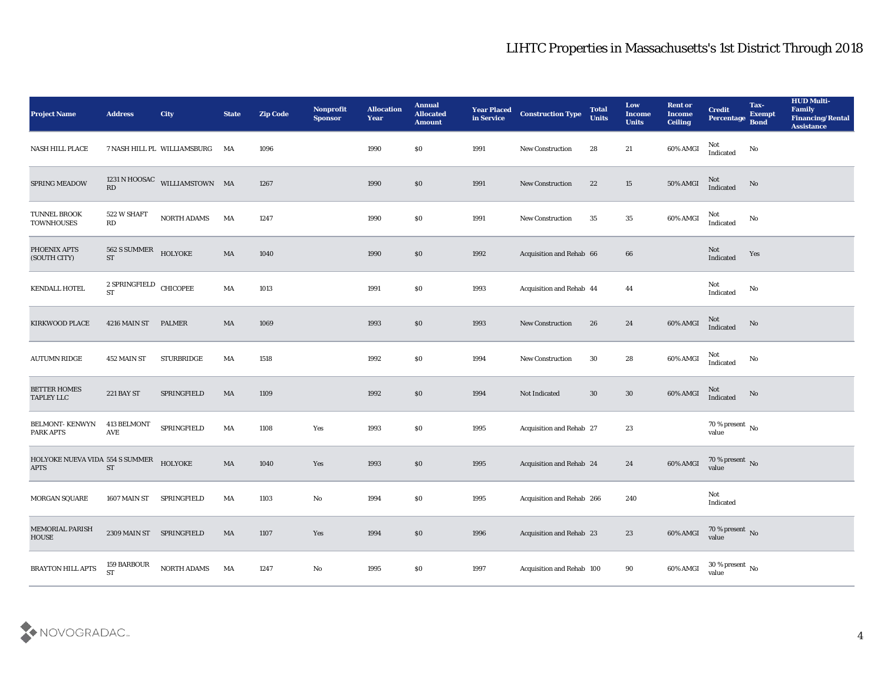# LIHTC Properties in Massachusetts's 1st District Through 2018

| Project Name | Address | City | State | Zip Code | Nonprofit Sponsor | Allocation Year | Annual Allocated Amount | Year Placed in Service | Construction Type | Total Units | Low Income Units | Rent or Income Ceiling | Credit Percentage | Tax-Exempt Bond | HUD Multi-Family Financing/Rental Assistance |
|---|---|---|---|---|---|---|---|---|---|---|---|---|---|---|---|
| NASH HILL PLACE | 7 NASH HILL PL | WILLIAMSBURG | MA | 1096 | | 1990 | $0 | 1991 | New Construction | 28 | 21 | 60% AMGI | Not Indicated | No | |
| SPRING MEADOW | 1231 N HOOSAC RD | WILLIAMSTOWN | MA | 1267 | | 1990 | $0 | 1991 | New Construction | 22 | 15 | 50% AMGI | Not Indicated | No | |
| TUNNEL BROOK TOWNHOUSES | 522 W SHAFT RD | NORTH ADAMS | MA | 1247 | | 1990 | $0 | 1991 | New Construction | 35 | 35 | 60% AMGI | Not Indicated | No | |
| PHOENIX APTS (SOUTH CITY) | 562 S SUMMER ST | HOLYOKE | MA | 1040 | | 1990 | $0 | 1992 | Acquisition and Rehab | 66 | 66 | | Not Indicated | Yes | |
| KENDALL HOTEL | 2 SPRINGFIELD ST | CHICOPEE | MA | 1013 | | 1991 | $0 | 1993 | Acquisition and Rehab | 44 | 44 | | Not Indicated | No | |
| KIRKWOOD PLACE | 4216 MAIN ST | PALMER | MA | 1069 | | 1993 | $0 | 1993 | New Construction | 26 | 24 | 60% AMGI | Not Indicated | No | |
| AUTUMN RIDGE | 452 MAIN ST | STURBRIDGE | MA | 1518 | | 1992 | $0 | 1994 | New Construction | 30 | 28 | 60% AMGI | Not Indicated | No | |
| BETTER HOMES TAPLEY LLC | 221 BAY ST | SPRINGFIELD | MA | 1109 | | 1992 | $0 | 1994 | Not Indicated | 30 | 30 | 60% AMGI | Not Indicated | No | |
| BELMONT- KENWYN PARK APTS | 413 BELMONT AVE | SPRINGFIELD | MA | 1108 | Yes | 1993 | $0 | 1995 | Acquisition and Rehab | 27 | 23 | | 70 % present value | No | |
| HOLYOKE NUEVA VIDA APTS | 554 S SUMMER ST | HOLYOKE | MA | 1040 | Yes | 1993 | $0 | 1995 | Acquisition and Rehab | 24 | 24 | 60% AMGI | 70 % present value | No | |
| MORGAN SQUARE | 1607 MAIN ST | SPRINGFIELD | MA | 1103 | No | 1994 | $0 | 1995 | Acquisition and Rehab | 266 | 240 | | Not Indicated | | |
| MEMORIAL PARISH HOUSE | 2309 MAIN ST | SPRINGFIELD | MA | 1107 | Yes | 1994 | $0 | 1996 | Acquisition and Rehab | 23 | 23 | 60% AMGI | 70 % present value | No | |
| BRAYTON HILL APTS | 159 BARBOUR ST | NORTH ADAMS | MA | 1247 | No | 1995 | $0 | 1997 | Acquisition and Rehab | 100 | 90 | 60% AMGI | 30 % present value | No | |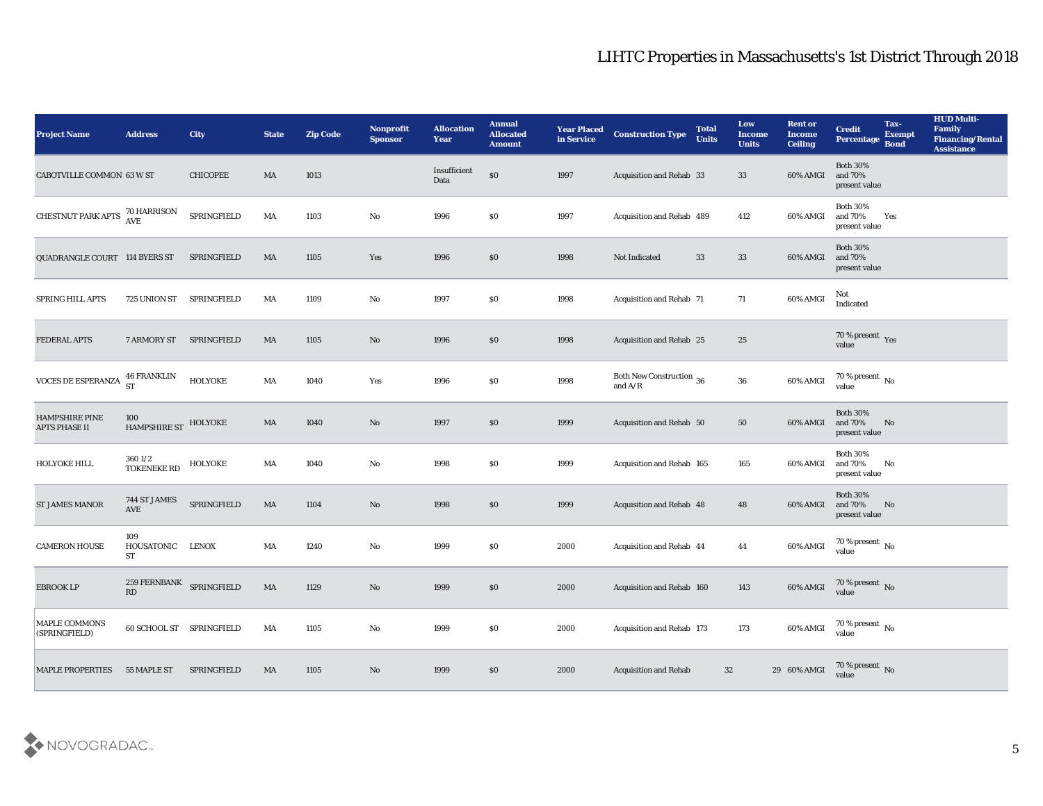## LIHTC Properties in Massachusetts's 1st District Through 2018

| Project Name | Address | City | State | Zip Code | Nonprofit Sponsor | Allocation Year | Annual Allocated Amount | Year Placed in Service | Construction Type | Total Units | Low Income Units | Rent or Income Ceiling | Credit Percentage | Tax-Exempt Bond | HUD Multi-Family Financing/Rental Assistance |
|---|---|---|---|---|---|---|---|---|---|---|---|---|---|---|---|
| CABOTVILLE COMMON | 63 W ST | CHICOPEE | MA | 1013 | | Insufficient Data | $0 | 1997 | Acquisition and Rehab | 33 | 33 | 60% AMGI | Both 30% and 70% present value | | |
| CHESTNUT PARK APTS | 70 HARRISON AVE | SPRINGFIELD | MA | 1103 | No | 1996 | $0 | 1997 | Acquisition and Rehab | 489 | 412 | 60% AMGI | Both 30% and 70% present value | Yes | |
| QUADRANGLE COURT | 114 BYERS ST | SPRINGFIELD | MA | 1105 | Yes | 1996 | $0 | 1998 | Not Indicated | 33 | 33 | 60% AMGI | Both 30% and 70% present value | | |
| SPRING HILL APTS | 725 UNION ST | SPRINGFIELD | MA | 1109 | No | 1997 | $0 | 1998 | Acquisition and Rehab | 71 | 71 | 60% AMGI | Not Indicated | | |
| FEDERAL APTS | 7 ARMORY ST | SPRINGFIELD | MA | 1105 | No | 1996 | $0 | 1998 | Acquisition and Rehab | 25 | 25 | | 70 % present value | Yes | |
| VOCES DE ESPERANZA | 46 FRANKLIN ST | HOLYOKE | MA | 1040 | Yes | 1996 | $0 | 1998 | Both New Construction and A/R | 36 | 36 | 60% AMGI | 70 % present value | No | |
| HAMPSHIRE PINE APTS PHASE II | 100 HAMPSHIRE ST | HOLYOKE | MA | 1040 | No | 1997 | $0 | 1999 | Acquisition and Rehab | 50 | 50 | 60% AMGI | Both 30% and 70% present value | No | |
| HOLYOKE HILL | 360 1/2 TOKENEKE RD | HOLYOKE | MA | 1040 | No | 1998 | $0 | 1999 | Acquisition and Rehab | 165 | 165 | 60% AMGI | Both 30% and 70% present value | No | |
| ST JAMES MANOR | 744 ST JAMES AVE | SPRINGFIELD | MA | 1104 | No | 1998 | $0 | 1999 | Acquisition and Rehab | 48 | 48 | 60% AMGI | Both 30% and 70% present value | No | |
| CAMERON HOUSE | 109 HOUSATONIC ST | LENOX | MA | 1240 | No | 1999 | $0 | 2000 | Acquisition and Rehab | 44 | 44 | 60% AMGI | 70 % present value | No | |
| EBROOK LP | 259 FERNBANK RD | SPRINGFIELD | MA | 1129 | No | 1999 | $0 | 2000 | Acquisition and Rehab | 160 | 143 | 60% AMGI | 70 % present value | No | |
| MAPLE COMMONS (SPRINGFIELD) | 60 SCHOOL ST | SPRINGFIELD | MA | 1105 | No | 1999 | $0 | 2000 | Acquisition and Rehab | 173 | 173 | 60% AMGI | 70 % present value | No | |
| MAPLE PROPERTIES | 55 MAPLE ST | SPRINGFIELD | MA | 1105 | No | 1999 | $0 | 2000 | Acquisition and Rehab | 32 | 29 | 60% AMGI | 70 % present value | No | |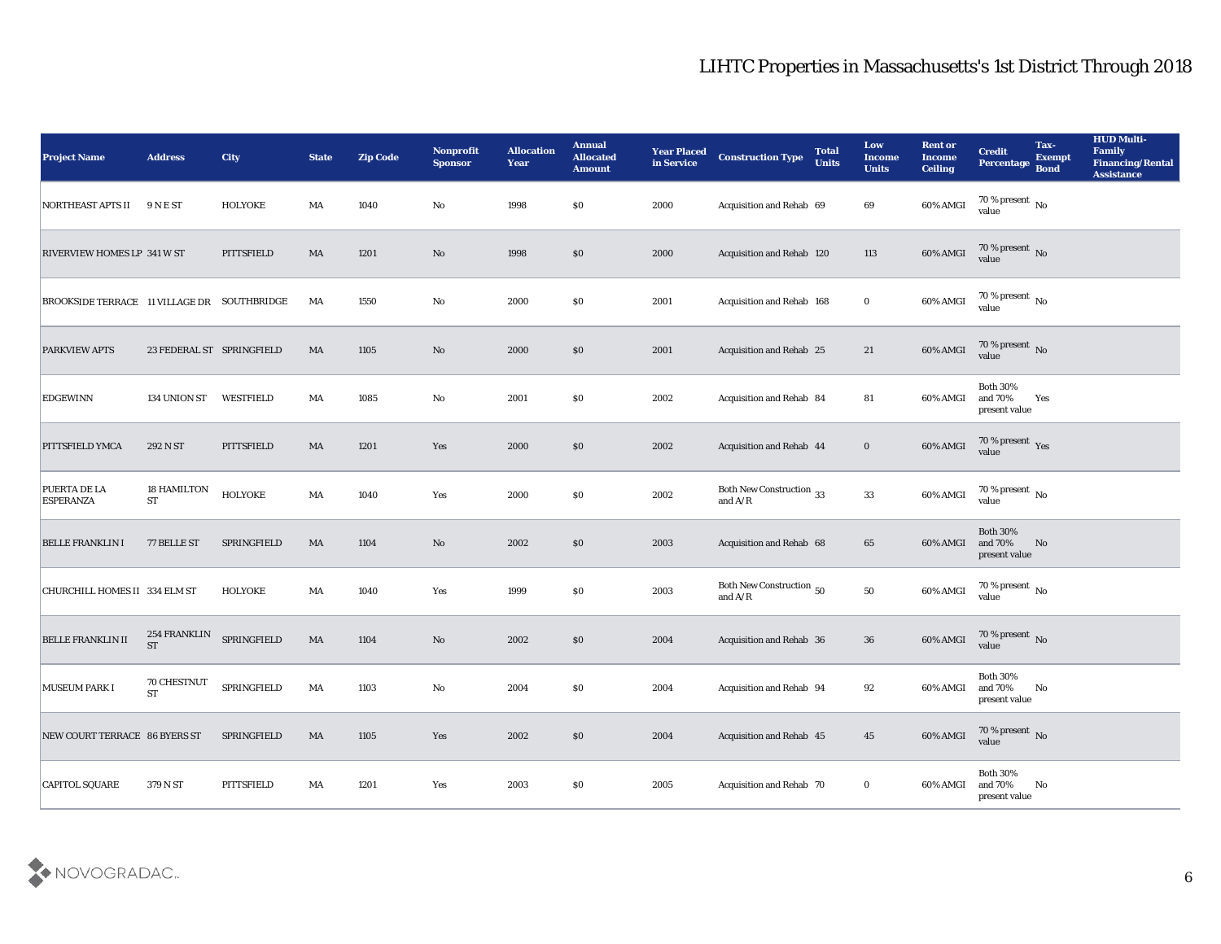# LIHTC Properties in Massachusetts's 1st District Through 2018

| Project Name | Address | City | State | Zip Code | Nonprofit Sponsor | Allocation Year | Annual Allocated Amount | Year Placed in Service | Construction Type | Total Units | Low Income Units | Rent or Income Ceiling | Credit Percentage | Tax-Exempt Bond | HUD Multi-Family Financing/Rental Assistance |
|---|---|---|---|---|---|---|---|---|---|---|---|---|---|---|---|
| NORTHEAST APTS II | 9 N E ST | HOLYOKE | MA | 1040 | No | 1998 | $0 | 2000 | Acquisition and Rehab | 69 | 69 | 60% AMGI | 70 % present value | No | |
| RIVERVIEW HOMES LP | 341 W ST | PITTSFIELD | MA | 1201 | No | 1998 | $0 | 2000 | Acquisition and Rehab | 120 | 113 | 60% AMGI | 70 % present value | No | |
| BROOKSIDE TERRACE | 11 VILLAGE DR | SOUTHBRIDGE | MA | 1550 | No | 2000 | $0 | 2001 | Acquisition and Rehab | 168 | 0 | 60% AMGI | 70 % present value | No | |
| PARKVIEW APTS | 23 FEDERAL ST | SPRINGFIELD | MA | 1105 | No | 2000 | $0 | 2001 | Acquisition and Rehab | 25 | 21 | 60% AMGI | 70 % present value | No | |
| EDGEWINN | 134 UNION ST | WESTFIELD | MA | 1085 | No | 2001 | $0 | 2002 | Acquisition and Rehab | 84 | 81 | 60% AMGI | Both 30% and 70% present value | Yes | |
| PITTSFIELD YMCA | 292 N ST | PITTSFIELD | MA | 1201 | Yes | 2000 | $0 | 2002 | Acquisition and Rehab | 44 | 0 | 60% AMGI | 70 % present value | Yes | |
| PUERTA DE LA ESPERANZA | 18 HAMILTON ST | HOLYOKE | MA | 1040 | Yes | 2000 | $0 | 2002 | Both New Construction and A/R | 33 | 33 | 60% AMGI | 70 % present value | No | |
| BELLE FRANKLIN I | 77 BELLE ST | SPRINGFIELD | MA | 1104 | No | 2002 | $0 | 2003 | Acquisition and Rehab | 68 | 65 | 60% AMGI | Both 30% and 70% present value | No | |
| CHURCHILL HOMES II | 334 ELM ST | HOLYOKE | MA | 1040 | Yes | 1999 | $0 | 2003 | Both New Construction and A/R | 50 | 50 | 60% AMGI | 70 % present value | No | |
| BELLE FRANKLIN II | 254 FRANKLIN ST | SPRINGFIELD | MA | 1104 | No | 2002 | $0 | 2004 | Acquisition and Rehab | 36 | 36 | 60% AMGI | 70 % present value | No | |
| MUSEUM PARK I | 70 CHESTNUT ST | SPRINGFIELD | MA | 1103 | No | 2004 | $0 | 2004 | Acquisition and Rehab | 94 | 92 | 60% AMGI | Both 30% and 70% present value | No | |
| NEW COURT TERRACE | 86 BYERS ST | SPRINGFIELD | MA | 1105 | Yes | 2002 | $0 | 2004 | Acquisition and Rehab | 45 | 45 | 60% AMGI | 70 % present value | No | |
| CAPITOL SQUARE | 379 N ST | PITTSFIELD | MA | 1201 | Yes | 2003 | $0 | 2005 | Acquisition and Rehab | 70 | 0 | 60% AMGI | Both 30% and 70% present value | No | |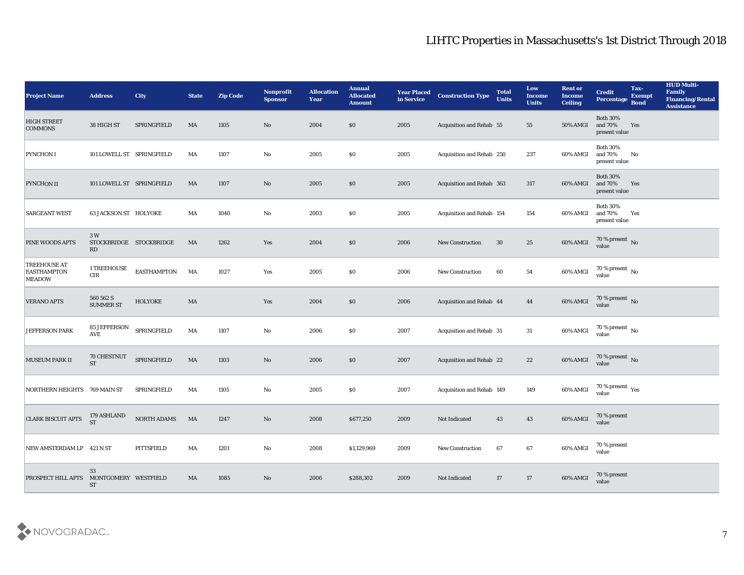# LIHTC Properties in Massachusetts's 1st District Through 2018

| Project Name | Address | City | State | Zip Code | Nonprofit Sponsor | Allocation Year | Annual Allocated Amount | Year Placed in Service | Construction Type | Total Units | Low Income Units | Rent or Income Ceiling | Credit Percentage | Tax-Exempt Bond | HUD Multi-Family Financing/Rental Assistance |
|---|---|---|---|---|---|---|---|---|---|---|---|---|---|---|---|
| HIGH STREET COMMONS | 38 HIGH ST | SPRINGFIELD | MA | 1105 | No | 2004 | $0 | 2005 | Acquisition and Rehab | 55 | 55 | 50% AMGI | Both 30% and 70% present value | Yes | |
| PYNCHON I | 101 LOWELL ST | SPRINGFIELD | MA | 1107 | No | 2005 | $0 | 2005 | Acquisition and Rehab | 250 | 237 | 60% AMGI | Both 30% and 70% present value | No | |
| PYNCHON II | 101 LOWELL ST | SPRINGFIELD | MA | 1107 | No | 2005 | $0 | 2005 | Acquisition and Rehab | 363 | 317 | 60% AMGI | Both 30% and 70% present value | Yes | |
| SARGEANT WEST | 63 JACKSON ST | HOLYOKE | MA | 1040 | No | 2003 | $0 | 2005 | Acquisition and Rehab | 154 | 154 | 60% AMGI | Both 30% and 70% present value | Yes | |
| PINE WOODS APTS | 3 W STOCKBRIDGE RD | STOCKBRIDGE | MA | 1262 | Yes | 2004 | $0 | 2006 | New Construction | 30 | 25 | 60% AMGI | 70 % present value | No | |
| TREEHOUSE AT EASTHAMPTON MEADOW | 1 TREEHOUSE CIR | EASTHAMPTON | MA | 1027 | Yes | 2005 | $0 | 2006 | New Construction | 60 | 54 | 60% AMGI | 70 % present value | No | |
| VERANO APTS | 560 562 S SUMMER ST | HOLYOKE | MA | | Yes | 2004 | $0 | 2006 | Acquisition and Rehab | 44 | 44 | 60% AMGI | 70 % present value | No | |
| JEFFERSON PARK | 85 JEFFERSON AVE | SPRINGFIELD | MA | 1107 | No | 2006 | $0 | 2007 | Acquisition and Rehab | 31 | 31 | 60% AMGI | 70 % present value | No | |
| MUSEUM PARK II | 70 CHESTNUT ST | SPRINGFIELD | MA | 1103 | No | 2006 | $0 | 2007 | Acquisition and Rehab | 22 | 22 | 60% AMGI | 70 % present value | No | |
| NORTHERN HEIGHTS | 769 MAIN ST | SPRINGFIELD | MA | 1105 | No | 2005 | $0 | 2007 | Acquisition and Rehab | 149 | 149 | 60% AMGI | 70 % present value | Yes | |
| CLARK BISCUIT APTS | 179 ASHLAND ST | NORTH ADAMS | MA | 1247 | No | 2008 | $677,250 | 2009 | Not Indicated | 43 | 43 | 60% AMGI | 70 % present value | | |
| NEW AMSTERDAM LP | 421 N ST | PITTSFIELD | MA | 1201 | No | 2008 | $1,129,969 | 2009 | New Construction | 67 | 67 | 60% AMGI | 70 % present value | | |
| PROSPECT HILL APTS | 33 MONTGOMERY ST | WESTFIELD | MA | 1085 | No | 2006 | $288,302 | 2009 | Not Indicated | 17 | 17 | 60% AMGI | 70 % present value | | |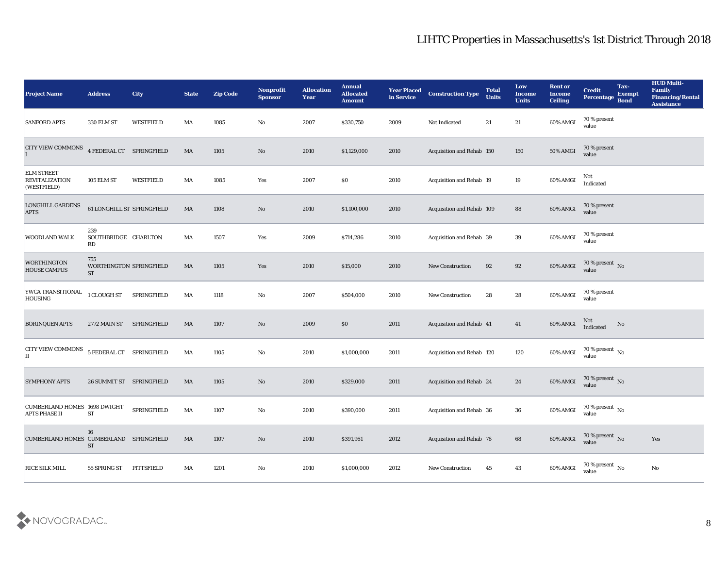# LIHTC Properties in Massachusetts's 1st District Through 2018

| Project Name | Address | City | State | Zip Code | Nonprofit Sponsor | Allocation Year | Annual Allocated Amount | Year Placed in Service | Construction Type | Total Units | Low Income Units | Rent or Income Ceiling | Credit Percentage | Tax-Exempt Bond | HUD Multi-Family Financing/Rental Assistance |
|---|---|---|---|---|---|---|---|---|---|---|---|---|---|---|---|
| SANFORD APTS | 330 ELM ST | WESTFIELD | MA | 1085 | No | 2007 | $330,750 | 2009 | Not Indicated | 21 | 21 | 60% AMGI | 70 % present value | | |
| CITY VIEW COMMONS I | 4 FEDERAL CT | SPRINGFIELD | MA | 1105 | No | 2010 | $1,129,000 | 2010 | Acquisition and Rehab | 150 | 150 | 50% AMGI | 70 % present value | | |
| ELM STREET REVITALIZATION (WESTFIELD) | 105 ELM ST | WESTFIELD | MA | 1085 | Yes | 2007 | $0 | 2010 | Acquisition and Rehab | 19 | 19 | 60% AMGI | Not Indicated | | |
| LONGHILL GARDENS APTS | 61 LONGHILL ST | SPRINGFIELD | MA | 1108 | No | 2010 | $1,100,000 | 2010 | Acquisition and Rehab | 109 | 88 | 60% AMGI | 70 % present value | | |
| WOODLAND WALK | 239 SOUTHBRIDGE RD | CHARLTON | MA | 1507 | Yes | 2009 | $714,286 | 2010 | Acquisition and Rehab | 39 | 39 | 60% AMGI | 70 % present value | | |
| WORTHINGTON HOUSE CAMPUS | 755 WORTHINGTON ST | SPRINGFIELD | MA | 1105 | Yes | 2010 | $15,000 | 2010 | New Construction | 92 | 92 | 60% AMGI | 70 % present value | No | |
| YWCA TRANSITIONAL HOUSING | 1 CLOUGH ST | SPRINGFIELD | MA | 1118 | No | 2007 | $504,000 | 2010 | New Construction | 28 | 28 | 60% AMGI | 70 % present value | | |
| BORINQUEN APTS | 2772 MAIN ST | SPRINGFIELD | MA | 1107 | No | 2009 | $0 | 2011 | Acquisition and Rehab | 41 | 41 | 60% AMGI | Not Indicated | No | |
| CITY VIEW COMMONS II | 5 FEDERAL CT | SPRINGFIELD | MA | 1105 | No | 2010 | $1,000,000 | 2011 | Acquisition and Rehab | 120 | 120 | 60% AMGI | 70 % present value | No | |
| SYMPHONY APTS | 26 SUMMIT ST | SPRINGFIELD | MA | 1105 | No | 2010 | $329,000 | 2011 | Acquisition and Rehab | 24 | 24 | 60% AMGI | 70 % present value | No | |
| CUMBERLAND HOMES APTS PHASE II | 1698 DWIGHT ST | SPRINGFIELD | MA | 1107 | No | 2010 | $390,000 | 2011 | Acquisition and Rehab | 36 | 36 | 60% AMGI | 70 % present value | No | |
| CUMBERLAND HOMES | 16 CUMBERLAND ST | SPRINGFIELD | MA | 1107 | No | 2010 | $391,961 | 2012 | Acquisition and Rehab | 76 | 68 | 60% AMGI | 70 % present value | No | Yes |
| RICE SILK MILL | 55 SPRING ST | PITTSFIELD | MA | 1201 | No | 2010 | $1,000,000 | 2012 | New Construction | 45 | 43 | 60% AMGI | 70 % present value | No | No |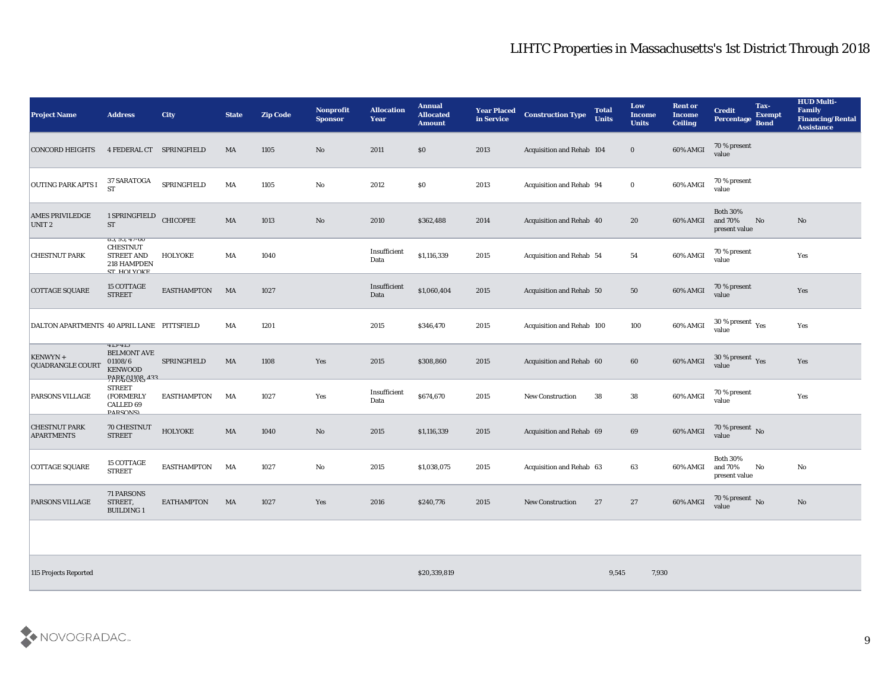# LIHTC Properties in Massachusetts's 1st District Through 2018

| Project Name | Address | City | State | Zip Code | Nonprofit Sponsor | Allocation Year | Annual Allocated Amount | Year Placed in Service | Construction Type | Total Units | Low Income Units | Rent or Income Ceiling | Credit Percentage | Tax-Exempt Bond | HUD Multi-Family Financing/Rental Assistance |
|---|---|---|---|---|---|---|---|---|---|---|---|---|---|---|---|
| CONCORD HEIGHTS | 4 FEDERAL CT | SPRINGFIELD | MA | 1105 | No | 2011 | $0 | 2013 | Acquisition and Rehab | 104 | 0 | 60% AMGI | 70 % present value | | |
| OUTING PARK APTS I | 37 SARATOGA ST | SPRINGFIELD | MA | 1105 | No | 2012 | $0 | 2013 | Acquisition and Rehab | 94 | 0 | 60% AMGI | 70 % present value | | |
| AMES PRIVILEDGE UNIT 2 | 1 SPRINGFIELD ST | CHICOPEE | MA | 1013 | No | 2010 | $362,488 | 2014 | Acquisition and Rehab | 40 | 20 | 60% AMGI | Both 30% and 70% present value | No | No |
| CHESTNUT PARK | 85, 95, 47-60 CHESTNUT STREET AND 218 HAMPDEN ST, HOLYOKE | HOLYOKE | MA | 1040 | | Insufficient Data | $1,116,339 | 2015 | Acquisition and Rehab | 54 | 54 | 60% AMGI | 70 % present value | | Yes |
| COTTAGE SQUARE | 15 COTTAGE STREET | EASTHAMPTON | MA | 1027 | | Insufficient Data | $1,060,404 | 2015 | Acquisition and Rehab | 50 | 50 | 60% AMGI | 70 % present value | | Yes |
| DALTON APARTMENTS | 40 APRIL LANE | PITTSFIELD | MA | 1201 | | 2015 | $346,470 | 2015 | Acquisition and Rehab | 100 | 100 | 60% AMGI | 30 % present value | Yes | Yes |
| KENWYN + QUADRANGLE COURT | 413-415 BELMONT AVE 01108/ 6 KENWOOD PARK 01108, 433 | SPRINGFIELD | MA | 1108 | Yes | 2015 | $308,860 | 2015 | Acquisition and Rehab | 60 | 60 | 60% AMGI | 30 % present value | Yes | Yes |
| PARSONS VILLAGE | 71 PARSONS STREET (FORMERLY CALLED 69 PARSONS) | EASTHAMPTON | MA | 1027 | Yes | Insufficient Data | $674,670 | 2015 | New Construction | 38 | 38 | 60% AMGI | 70 % present value | | Yes |
| CHESTNUT PARK APARTMENTS | 70 CHESTNUT STREET | HOLYOKE | MA | 1040 | No | 2015 | $1,116,339 | 2015 | Acquisition and Rehab | 69 | 69 | 60% AMGI | 70 % present value | No | |
| COTTAGE SQUARE | 15 COTTAGE STREET | EASTHAMPTON | MA | 1027 | No | 2015 | $1,038,075 | 2015 | Acquisition and Rehab | 63 | 63 | 60% AMGI | Both 30% and 70% present value | No | No |
| PARSONS VILLAGE | 71 PARSONS STREET, BUILDING 1 | EATHAMPTON | MA | 1027 | Yes | 2016 | $240,776 | 2015 | New Construction | 27 | 27 | 60% AMGI | 70 % present value | No | No |
| | | | | | | | | | | | | | | | |
| 115 Projects Reported | | | | | | | $20,339,819 | | | 9,545 | 7,930 | | | | |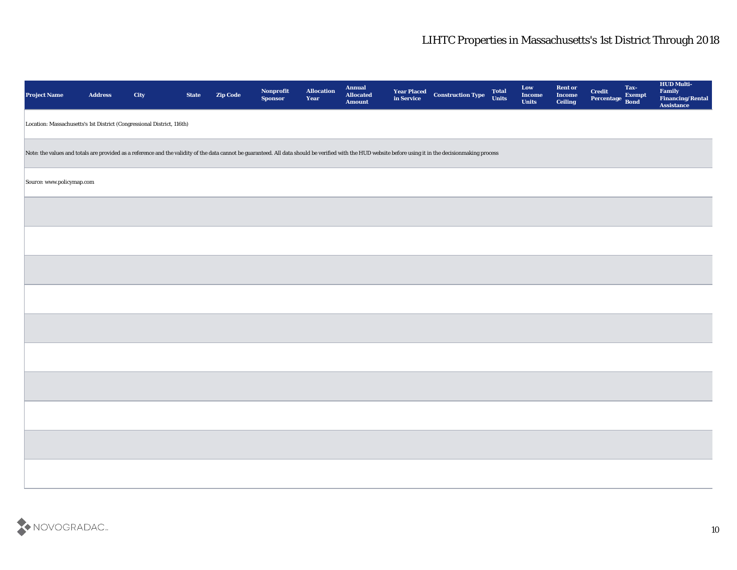# LIHTC Properties in Massachusetts's 1st District Through 2018

| Project Name | Address | City | State | Zip Code | Nonprofit Sponsor | Allocation Year | Annual Allocated Amount | Year Placed in Service | Construction Type | Total Units | Low Income Units | Rent or Income Ceiling | Credit Percentage | Tax-Exempt Bond | HUD Multi-Family Financing/Rental Assistance |
|---|---|---|---|---|---|---|---|---|---|---|---|---|---|---|---|
| Location: Massachusetts's 1st District (Congressional District, 116th) | | | | | | | | | | | | | | | |
| Note: the values and totals are provided as a reference and the validity of the data cannot be guaranteed. All data should be verified with the HUD website before using it in the decisionmaking process | | | | | | | | | | | | | | | |
| Source: www.policymap.com | | | | | | | | | | | | | | | |